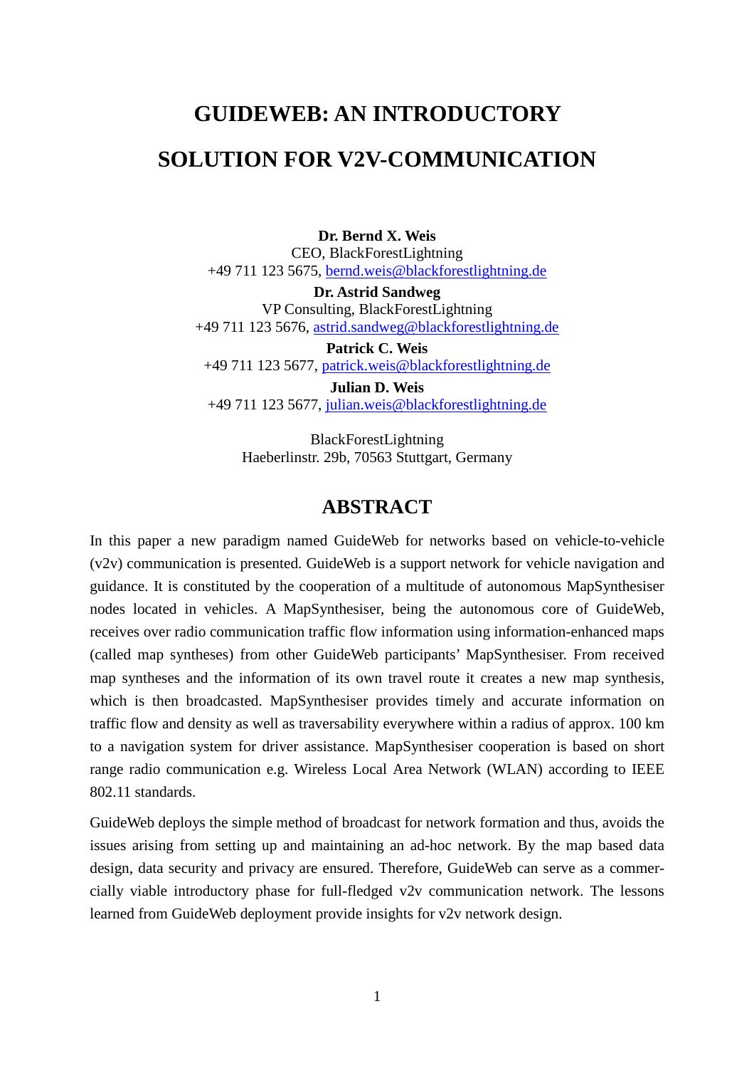# GUIDEWEB: AN INTRODUCTORY SOLUTION FOR V2V-COMMUNICATION

**Dr. Bernd X. Weis**
CEO, BlackForestLightning
+49 711 123 5675, bernd.weis@blackforestlightning.de

**Dr. Astrid Sandweg**
VP Consulting, BlackForestLightning
+49 711 123 5676, astrid.sandweg@blackforestlightning.de

**Patrick C. Weis**
+49 711 123 5677, patrick.weis@blackforestlightning.de

**Julian D. Weis**
+49 711 123 5677, julian.weis@blackforestlightning.de

BlackForestLightning
Haeberlinstr. 29b, 70563 Stuttgart, Germany

## ABSTRACT

In this paper a new paradigm named GuideWeb for networks based on vehicle-to-vehicle (v2v) communication is presented. GuideWeb is a support network for vehicle navigation and guidance. It is constituted by the cooperation of a multitude of autonomous MapSynthesiser nodes located in vehicles. A MapSynthesiser, being the autonomous core of GuideWeb, receives over radio communication traffic flow information using information-enhanced maps (called map syntheses) from other GuideWeb participants' MapSynthesiser. From received map syntheses and the information of its own travel route it creates a new map synthesis, which is then broadcasted. MapSynthesiser provides timely and accurate information on traffic flow and density as well as traversability everywhere within a radius of approx. 100 km to a navigation system for driver assistance. MapSynthesiser cooperation is based on short range radio communication e.g. Wireless Local Area Network (WLAN) according to IEEE 802.11 standards.

GuideWeb deploys the simple method of broadcast for network formation and thus, avoids the issues arising from setting up and maintaining an ad-hoc network. By the map based data design, data security and privacy are ensured. Therefore, GuideWeb can serve as a commercially viable introductory phase for full-fledged v2v communication network. The lessons learned from GuideWeb deployment provide insights for v2v network design.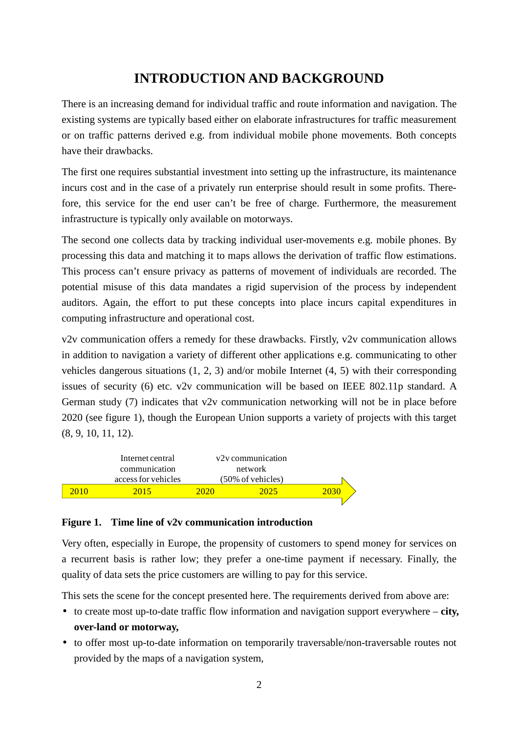# INTRODUCTION AND BACKGROUND

There is an increasing demand for individual traffic and route information and navigation. The existing systems are typically based either on elaborate infrastructures for traffic measurement or on traffic patterns derived e.g. from individual mobile phone movements. Both concepts have their drawbacks.

The first one requires substantial investment into setting up the infrastructure, its maintenance incurs cost and in the case of a privately run enterprise should result in some profits. Therefore, this service for the end user can't be free of charge. Furthermore, the measurement infrastructure is typically only available on motorways.

The second one collects data by tracking individual user-movements e.g. mobile phones. By processing this data and matching it to maps allows the derivation of traffic flow estimations. This process can't ensure privacy as patterns of movement of individuals are recorded. The potential misuse of this data mandates a rigid supervision of the process by independent auditors. Again, the effort to put these concepts into place incurs capital expenditures in computing infrastructure and operational cost.

v2v communication offers a remedy for these drawbacks. Firstly, v2v communication allows in addition to navigation a variety of different other applications e.g. communicating to other vehicles dangerous situations (1, 2, 3) and/or mobile Internet (4, 5) with their corresponding issues of security (6) etc. v2v communication will be based on IEEE 802.11p standard. A German study (7) indicates that v2v communication networking will not be in place before 2020 (see figure 1), though the European Union supports a variety of projects with this target (8, 9, 10, 11, 12).

| | Internet central communication access for vehicles | | v2v communication network (50% of vehicles) | |
|---|---|---|---|---|
| 2010 | 2015 | 2020 | 2025 | 2030 |

**Figure 1. Time line of v2v communication introduction**

Very often, especially in Europe, the propensity of customers to spend money for services on a recurrent basis is rather low; they prefer a one-time payment if necessary. Finally, the quality of data sets the price customers are willing to pay for this service.

This sets the scene for the concept presented here. The requirements derived from above are:

- to create most up-to-date traffic flow information and navigation support everywhere – **city, over-land or motorway,**
- to offer most up-to-date information on temporarily traversable/non-traversable routes not provided by the maps of a navigation system,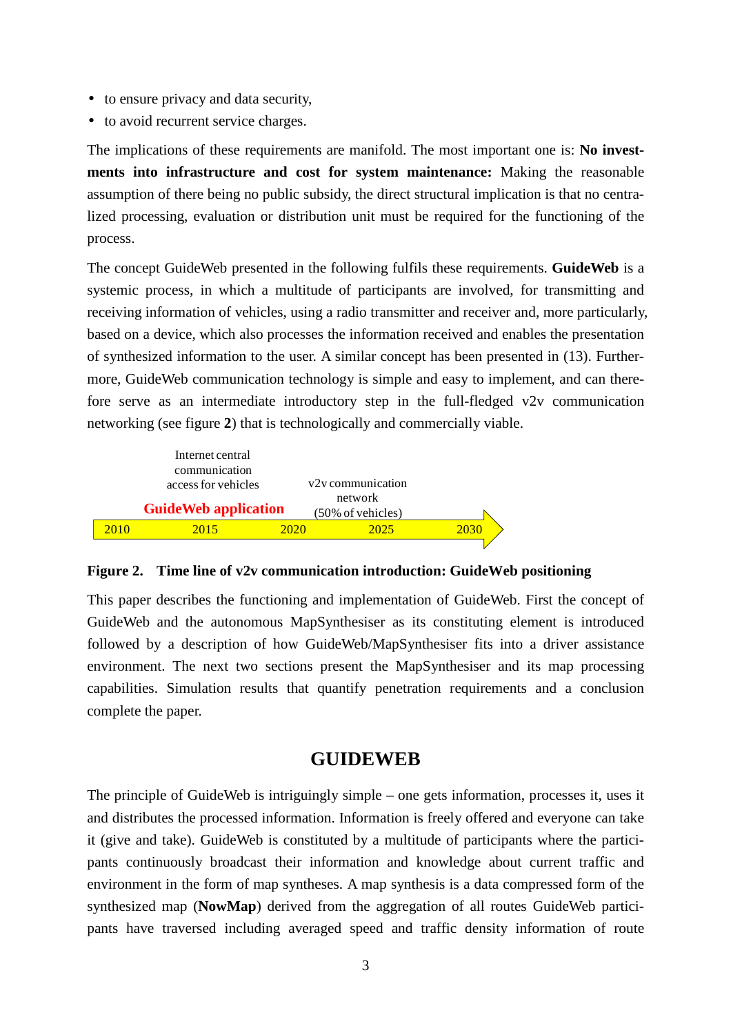- to ensure privacy and data security,
- to avoid recurrent service charges.

The implications of these requirements are manifold. The most important one is: **No investments into infrastructure and cost for system maintenance:** Making the reasonable assumption of there being no public subsidy, the direct structural implication is that no centralized processing, evaluation or distribution unit must be required for the functioning of the process.

The concept GuideWeb presented in the following fulfils these requirements. **GuideWeb** is a systemic process, in which a multitude of participants are involved, for transmitting and receiving information of vehicles, using a radio transmitter and receiver and, more particularly, based on a device, which also processes the information received and enables the presentation of synthesized information to the user. A similar concept has been presented in (13). Furthermore, GuideWeb communication technology is simple and easy to implement, and can therefore serve as an intermediate introductory step in the full-fledged v2v communication networking (see figure **2**) that is technologically and commercially viable.

Internet central communication access for vehicles

**GuideWeb application**

v2v communication network (50% of vehicles)

2010 2015 2020 2025 2030

**Figure 2. Time line of v2v communication introduction: GuideWeb positioning**

This paper describes the functioning and implementation of GuideWeb. First the concept of GuideWeb and the autonomous MapSynthesiser as its constituting element is introduced followed by a description of how GuideWeb/MapSynthesiser fits into a driver assistance environment. The next two sections present the MapSynthesiser and its map processing capabilities. Simulation results that quantify penetration requirements and a conclusion complete the paper.

## GUIDEWEB

The principle of GuideWeb is intriguingly simple – one gets information, processes it, uses it and distributes the processed information. Information is freely offered and everyone can take it (give and take). GuideWeb is constituted by a multitude of participants where the participants continuously broadcast their information and knowledge about current traffic and environment in the form of map syntheses. A map synthesis is a data compressed form of the synthesized map (**NowMap**) derived from the aggregation of all routes GuideWeb participants have traversed including averaged speed and traffic density information of route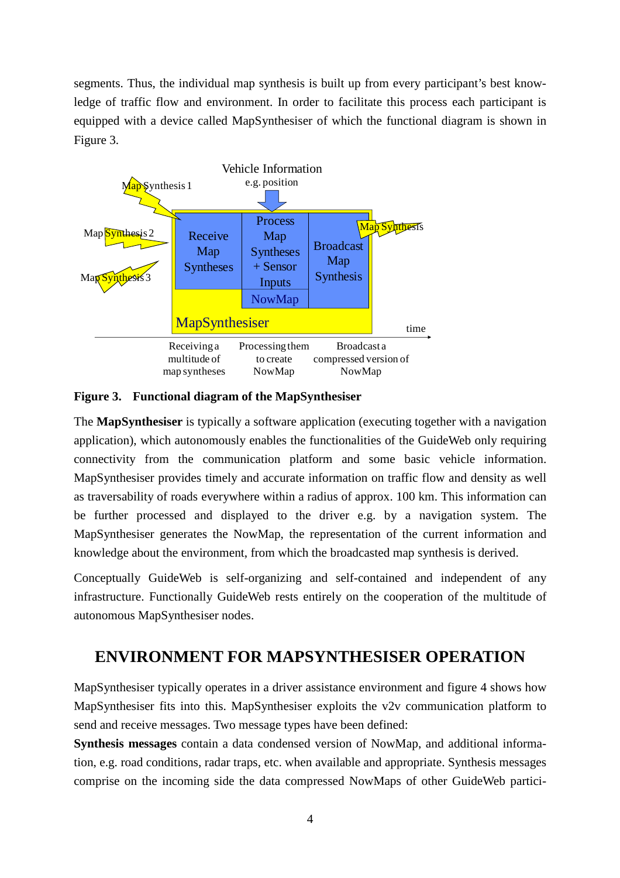segments. Thus, the individual map synthesis is built up from every participant's best knowledge of traffic flow and environment. In order to facilitate this process each participant is equipped with a device called MapSynthesiser of which the functional diagram is shown in Figure 3.

**Figure 3. Functional diagram of the MapSynthesiser**

The **MapSynthesiser** is typically a software application (executing together with a navigation application), which autonomously enables the functionalities of the GuideWeb only requiring connectivity from the communication platform and some basic vehicle information. MapSynthesiser provides timely and accurate information on traffic flow and density as well as traversability of roads everywhere within a radius of approx. 100 km. This information can be further processed and displayed to the driver e.g. by a navigation system. The MapSynthesiser generates the NowMap, the representation of the current information and knowledge about the environment, from which the broadcasted map synthesis is derived.

Conceptually GuideWeb is self-organizing and self-contained and independent of any infrastructure. Functionally GuideWeb rests entirely on the cooperation of the multitude of autonomous MapSynthesiser nodes.

## ENVIRONMENT FOR MAPSYNTHESISER OPERATION

MapSynthesiser typically operates in a driver assistance environment and figure 4 shows how MapSynthesiser fits into this. MapSynthesiser exploits the v2v communication platform to send and receive messages. Two message types have been defined:

**Synthesis messages** contain a data condensed version of NowMap, and additional information, e.g. road conditions, radar traps, etc. when available and appropriate. Synthesis messages comprise on the incoming side the data compressed NowMaps of other GuideWeb partici-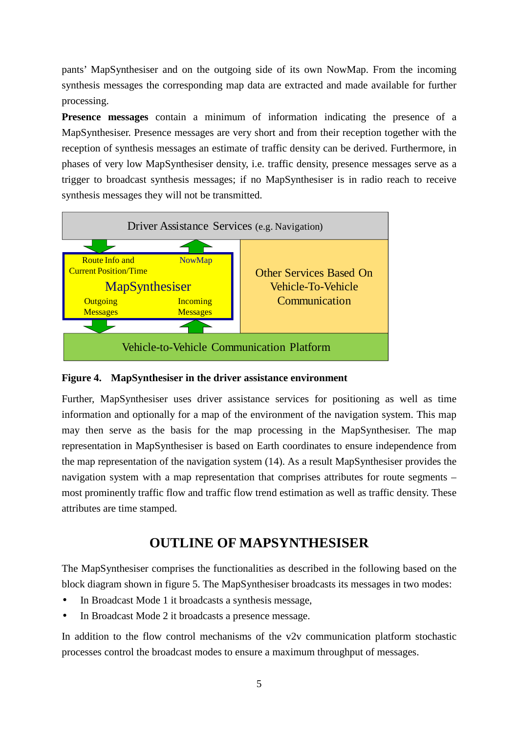pants' MapSynthesiser and on the outgoing side of its own NowMap. From the incoming synthesis messages the corresponding map data are extracted and made available for further processing.

**Presence messages** contain a minimum of information indicating the presence of a MapSynthesiser. Presence messages are very short and from their reception together with the reception of synthesis messages an estimate of traffic density can be derived. Furthermore, in phases of very low MapSynthesiser density, i.e. traffic density, presence messages serve as a trigger to broadcast synthesis messages; if no MapSynthesiser is in radio reach to receive synthesis messages they will not be transmitted.

Driver Assistance Services (e.g. Navigation)

Route Info and Current Position/Time

NowMap

MapSynthesiser

Outgoing Messages

Incoming Messages

Other Services Based On Vehicle-To-Vehicle Communication

Vehicle-to-Vehicle Communication Platform

**Figure 4. MapSynthesiser in the driver assistance environment**

Further, MapSynthesiser uses driver assistance services for positioning as well as time information and optionally for a map of the environment of the navigation system. This map may then serve as the basis for the map processing in the MapSynthesiser. The map representation in MapSynthesiser is based on Earth coordinates to ensure independence from the map representation of the navigation system (14). As a result MapSynthesiser provides the navigation system with a map representation that comprises attributes for route segments – most prominently traffic flow and traffic flow trend estimation as well as traffic density. These attributes are time stamped.

## OUTLINE OF MAPSYNTHESISER

The MapSynthesiser comprises the functionalities as described in the following based on the block diagram shown in figure 5. The MapSynthesiser broadcasts its messages in two modes:

- In Broadcast Mode 1 it broadcasts a synthesis message,
- In Broadcast Mode 2 it broadcasts a presence message.

In addition to the flow control mechanisms of the v2v communication platform stochastic processes control the broadcast modes to ensure a maximum throughput of messages.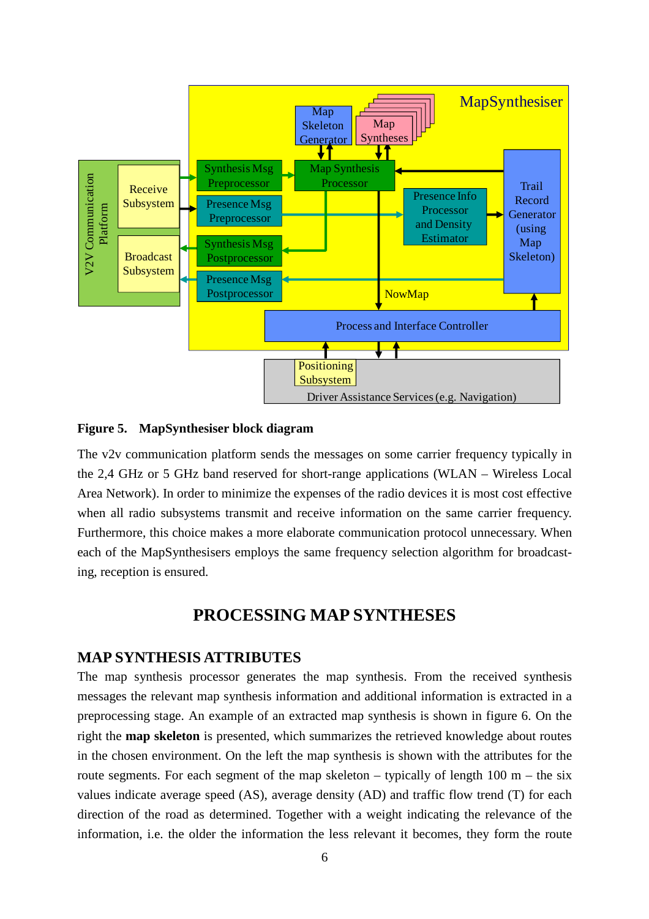**Figure 5. MapSynthesiser block diagram**

The v2v communication platform sends the messages on some carrier frequency typically in the 2,4 GHz or 5 GHz band reserved for short-range applications (WLAN – Wireless Local Area Network). In order to minimize the expenses of the radio devices it is most cost effective when all radio subsystems transmit and receive information on the same carrier frequency. Furthermore, this choice makes a more elaborate communication protocol unnecessary. When each of the MapSynthesisers employs the same frequency selection algorithm for broadcasting, reception is ensured.

## PROCESSING MAP SYNTHESES

### MAP SYNTHESIS ATTRIBUTES

The map synthesis processor generates the map synthesis. From the received synthesis messages the relevant map synthesis information and additional information is extracted in a preprocessing stage. An example of an extracted map synthesis is shown in figure 6. On the right the **map skeleton** is presented, which summarizes the retrieved knowledge about routes in the chosen environment. On the left the map synthesis is shown with the attributes for the route segments. For each segment of the map skeleton – typically of length 100 m – the six values indicate average speed (AS), average density (AD) and traffic flow trend (T) for each direction of the road as determined. Together with a weight indicating the relevance of the information, i.e. the older the information the less relevant it becomes, they form the route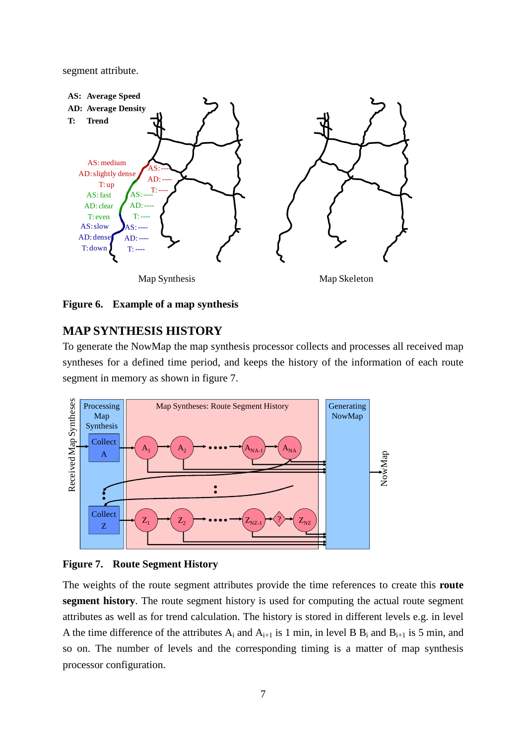segment attribute.

**Figure 6. Example of a map synthesis**

## MAP SYNTHESIS HISTORY

To generate the NowMap the map synthesis processor collects and processes all received map syntheses for a defined time period, and keeps the history of the information of each route segment in memory as shown in figure 7.

**Figure 7. Route Segment History**

The weights of the route segment attributes provide the time references to create this **route segment history**. The route segment history is used for computing the actual route segment attributes as well as for trend calculation. The history is stored in different levels e.g. in level A the time difference of the attributes $A_i$ and $A_{i+1}$ is 1 min, in level B $B_i$ and $B_{i+1}$ is 5 min, and so on. The number of levels and the corresponding timing is a matter of map synthesis processor configuration.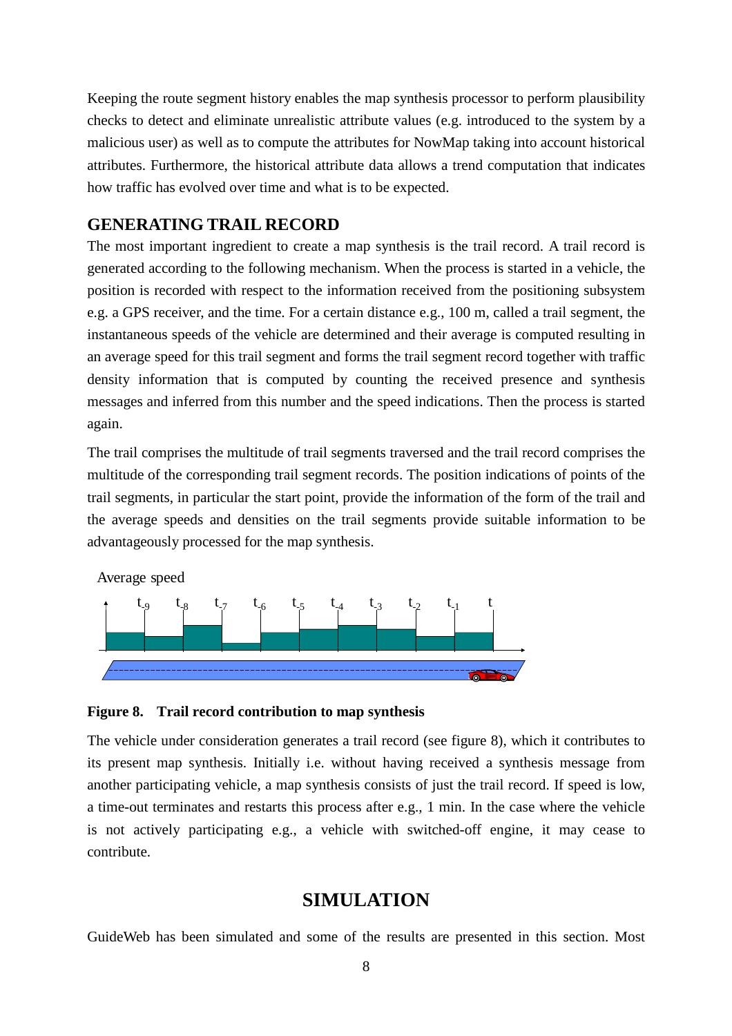Keeping the route segment history enables the map synthesis processor to perform plausibility checks to detect and eliminate unrealistic attribute values (e.g. introduced to the system by a malicious user) as well as to compute the attributes for NowMap taking into account historical attributes. Furthermore, the historical attribute data allows a trend computation that indicates how traffic has evolved over time and what is to be expected.

## GENERATING TRAIL RECORD

The most important ingredient to create a map synthesis is the trail record. A trail record is generated according to the following mechanism. When the process is started in a vehicle, the position is recorded with respect to the information received from the positioning subsystem e.g. a GPS receiver, and the time. For a certain distance e.g., 100 m, called a trail segment, the instantaneous speeds of the vehicle are determined and their average is computed resulting in an average speed for this trail segment and forms the trail segment record together with traffic density information that is computed by counting the received presence and synthesis messages and inferred from this number and the speed indications. Then the process is started again.

The trail comprises the multitude of trail segments traversed and the trail record comprises the multitude of the corresponding trail segment records. The position indications of points of the trail segments, in particular the start point, provide the information of the form of the trail and the average speeds and densities on the trail segments provide suitable information to be advantageously processed for the map synthesis.

Average speed

$t_{-9}$ $t_{-8}$ $t_{-7}$ $t_{-6}$ $t_{-5}$ $t_{-4}$ $t_{-3}$ $t_{-2}$ $t_{-1}$ $t$

**Figure 8. Trail record contribution to map synthesis**

The vehicle under consideration generates a trail record (see figure 8), which it contributes to its present map synthesis. Initially i.e. without having received a synthesis message from another participating vehicle, a map synthesis consists of just the trail record. If speed is low, a time-out terminates and restarts this process after e.g., 1 min. In the case where the vehicle is not actively participating e.g., a vehicle with switched-off engine, it may cease to contribute.

# SIMULATION

GuideWeb has been simulated and some of the results are presented in this section. Most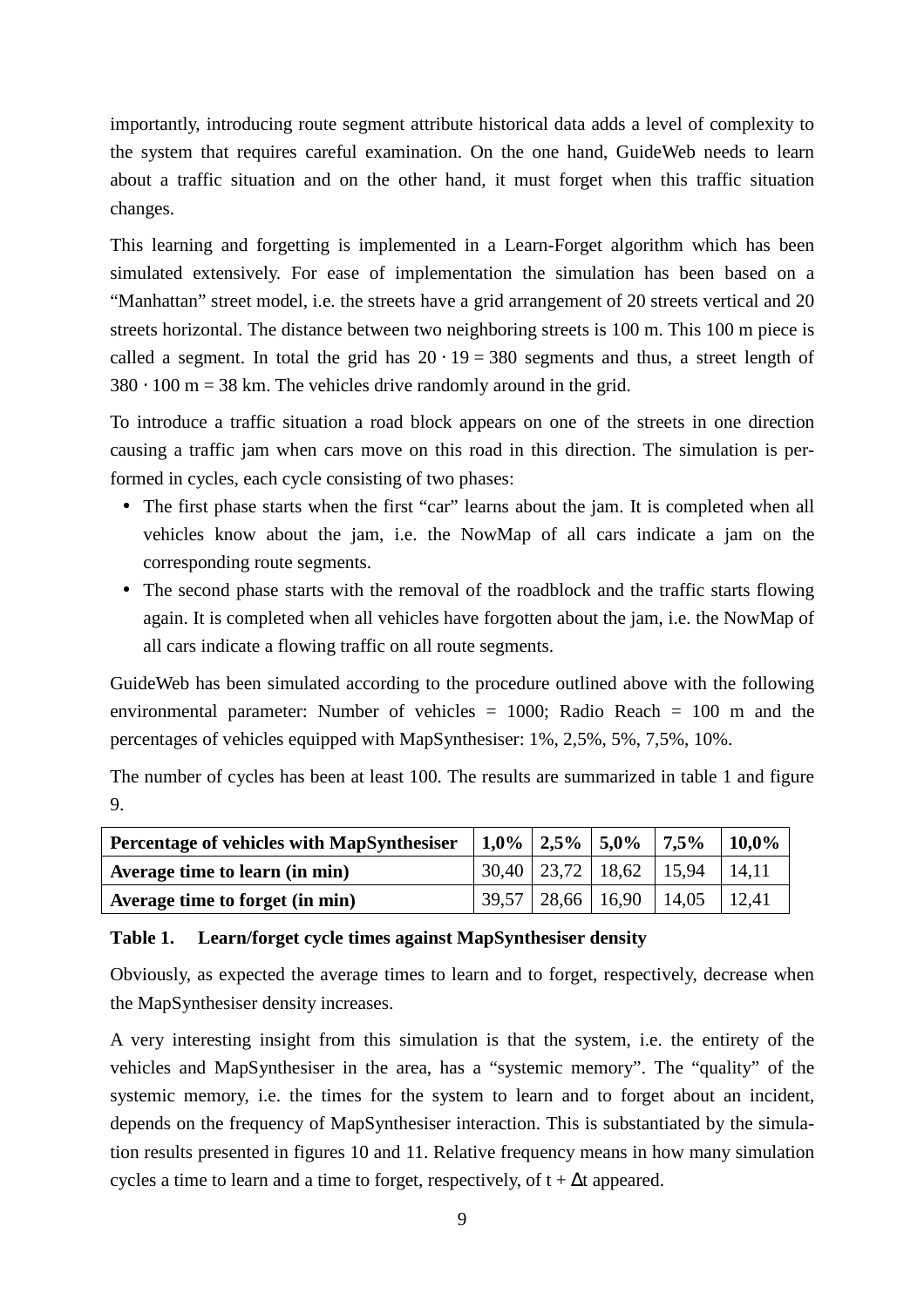importantly, introducing route segment attribute historical data adds a level of complexity to the system that requires careful examination. On the one hand, GuideWeb needs to learn about a traffic situation and on the other hand, it must forget when this traffic situation changes.

This learning and forgetting is implemented in a Learn-Forget algorithm which has been simulated extensively. For ease of implementation the simulation has been based on a "Manhattan" street model, i.e. the streets have a grid arrangement of 20 streets vertical and 20 streets horizontal. The distance between two neighboring streets is 100 m. This 100 m piece is called a segment. In total the grid has $20 \cdot 19 = 380$ segments and thus, a street length of $380 \cdot 100$ m = 38 km. The vehicles drive randomly around in the grid.

To introduce a traffic situation a road block appears on one of the streets in one direction causing a traffic jam when cars move on this road in this direction. The simulation is performed in cycles, each cycle consisting of two phases:

- The first phase starts when the first "car" learns about the jam. It is completed when all vehicles know about the jam, i.e. the NowMap of all cars indicate a jam on the corresponding route segments.
- The second phase starts with the removal of the roadblock and the traffic starts flowing again. It is completed when all vehicles have forgotten about the jam, i.e. the NowMap of all cars indicate a flowing traffic on all route segments.

GuideWeb has been simulated according to the procedure outlined above with the following environmental parameter: Number of vehicles = 1000; Radio Reach = 100 m and the percentages of vehicles equipped with MapSynthesiser: 1%, 2,5%, 5%, 7,5%, 10%.

The number of cycles has been at least 100. The results are summarized in table 1 and figure 9.

| **Percentage of vehicles with MapSynthesiser** | **1,0%** | **2,5%** | **5,0%** | **7,5%** | **10,0%** |
|---|---|---|---|---|---|
| **Average time to learn (in min)** | 30,40 | 23,72 | 18,62 | 15,94 | 14,11 |
| **Average time to forget (in min)** | 39,57 | 28,66 | 16,90 | 14,05 | 12,41 |

**Table 1. Learn/forget cycle times against MapSynthesiser density**

Obviously, as expected the average times to learn and to forget, respectively, decrease when the MapSynthesiser density increases.

A very interesting insight from this simulation is that the system, i.e. the entirety of the vehicles and MapSynthesiser in the area, has a "systemic memory". The "quality" of the systemic memory, i.e. the times for the system to learn and to forget about an incident, depends on the frequency of MapSynthesiser interaction. This is substantiated by the simulation results presented in figures 10 and 11. Relative frequency means in how many simulation cycles a time to learn and a time to forget, respectively, of $t + \Delta t$ appeared.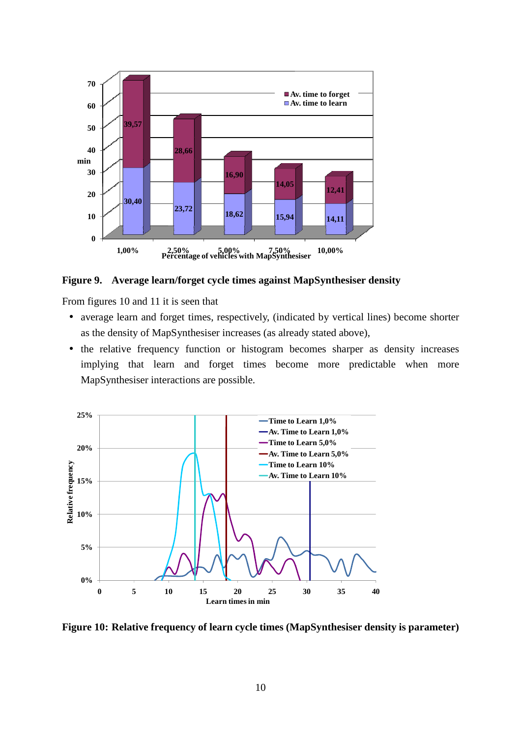**Figure 9. Average learn/forget cycle times against MapSynthesiser density**

From figures 10 and 11 it is seen that

- average learn and forget times, respectively, (indicated by vertical lines) become shorter as the density of MapSynthesiser increases (as already stated above),
- the relative frequency function or histogram becomes sharper as density increases implying that learn and forget times become more predictable when more MapSynthesiser interactions are possible.

**Figure 10: Relative frequency of learn cycle times (MapSynthesiser density is parameter)**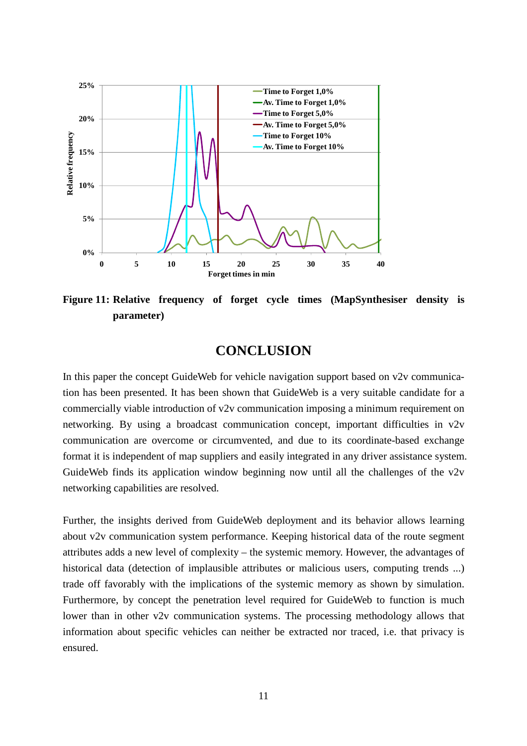Figure 11: Relative frequency of forget cycle times (MapSynthesiser density is parameter)

## CONCLUSION

In this paper the concept GuideWeb for vehicle navigation support based on v2v communication has been presented. It has been shown that GuideWeb is a very suitable candidate for a commercially viable introduction of v2v communication imposing a minimum requirement on networking. By using a broadcast communication concept, important difficulties in v2v communication are overcome or circumvented, and due to its coordinate-based exchange format it is independent of map suppliers and easily integrated in any driver assistance system. GuideWeb finds its application window beginning now until all the challenges of the v2v networking capabilities are resolved.

Further, the insights derived from GuideWeb deployment and its behavior allows learning about v2v communication system performance. Keeping historical data of the route segment attributes adds a new level of complexity – the systemic memory. However, the advantages of historical data (detection of implausible attributes or malicious users, computing trends ...) trade off favorably with the implications of the systemic memory as shown by simulation. Furthermore, by concept the penetration level required for GuideWeb to function is much lower than in other v2v communication systems. The processing methodology allows that information about specific vehicles can neither be extracted nor traced, i.e. that privacy is ensured.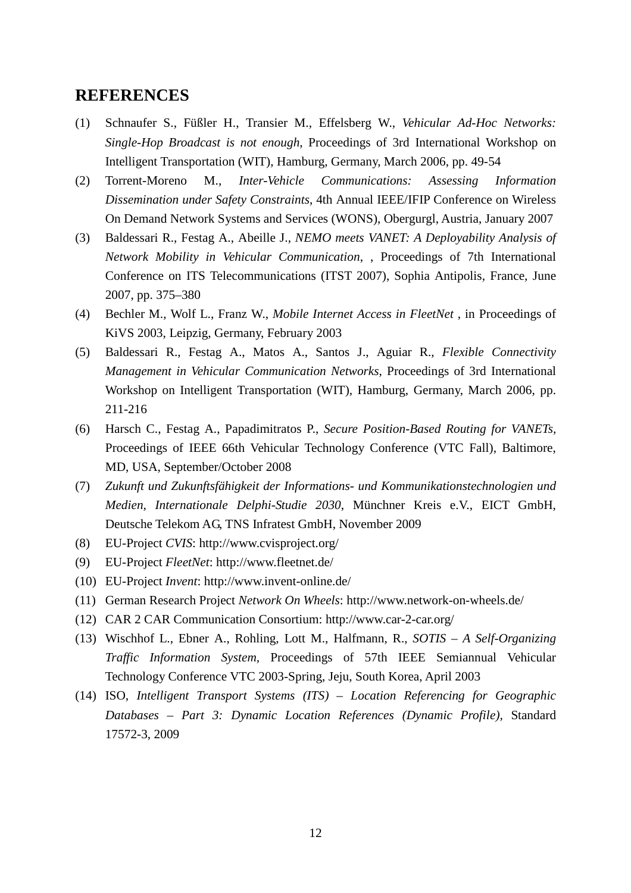## REFERENCES

(1) Schnaufer S., Füßler H., Transier M., Effelsberg W., *Vehicular Ad-Hoc Networks: Single-Hop Broadcast is not enough*, Proceedings of 3rd International Workshop on Intelligent Transportation (WIT), Hamburg, Germany, March 2006, pp. 49-54

(2) Torrent-Moreno M., *Inter-Vehicle Communications: Assessing Information Dissemination under Safety Constraints*, 4th Annual IEEE/IFIP Conference on Wireless On Demand Network Systems and Services (WONS), Obergurgl, Austria, January 2007

(3) Baldessari R., Festag A., Abeille J., *NEMO meets VANET: A Deployability Analysis of Network Mobility in Vehicular Communication*, , Proceedings of 7th International Conference on ITS Telecommunications (ITST 2007), Sophia Antipolis, France, June 2007, pp. 375–380

(4) Bechler M., Wolf L., Franz W., *Mobile Internet Access in FleetNet* , in Proceedings of KiVS 2003, Leipzig, Germany, February 2003

(5) Baldessari R., Festag A., Matos A., Santos J., Aguiar R., *Flexible Connectivity Management in Vehicular Communication Networks*, Proceedings of 3rd International Workshop on Intelligent Transportation (WIT), Hamburg, Germany, March 2006, pp. 211-216

(6) Harsch C., Festag A., Papadimitratos P., *Secure Position-Based Routing for VANETs*, Proceedings of IEEE 66th Vehicular Technology Conference (VTC Fall), Baltimore, MD, USA, September/October 2008

(7) *Zukunft und Zukunftsfähigkeit der Informations- und Kommunikationstechnologien und Medien, Internationale Delphi-Studie 2030*, Münchner Kreis e.V., EICT GmbH, Deutsche Telekom AG, TNS Infratest GmbH, November 2009

(8) EU-Project *CVIS*: http://www.cvisproject.org/

(9) EU-Project *FleetNet*: http://www.fleetnet.de/

(10) EU-Project *Invent*: http://www.invent-online.de/

(11) German Research Project *Network On Wheels*: http://www.network-on-wheels.de/

(12) CAR 2 CAR Communication Consortium: http://www.car-2-car.org/

(13) Wischhof L., Ebner A., Rohling, Lott M., Halfmann, R., *SOTIS – A Self-Organizing Traffic Information System*, Proceedings of 57th IEEE Semiannual Vehicular Technology Conference VTC 2003-Spring, Jeju, South Korea, April 2003

(14) ISO, *Intelligent Transport Systems (ITS) – Location Referencing for Geographic Databases – Part 3: Dynamic Location References (Dynamic Profile)*, Standard 17572-3, 2009